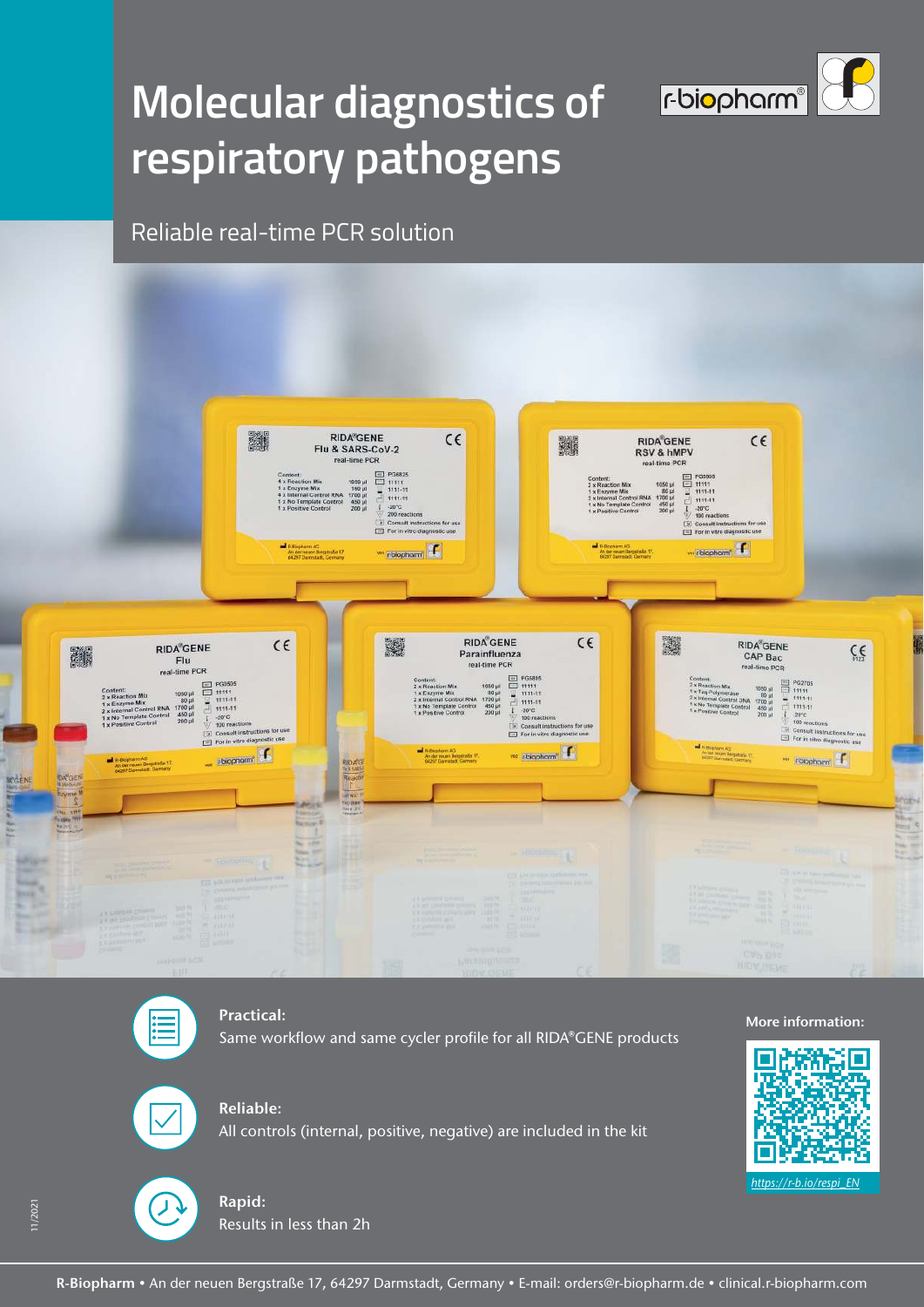# Molecular diagnostics of respiratory pathogens

Reliable real-time PCR solution

**Practical:**
Same workflow and same cycler profile for all RIDA®GENE products

**Reliable:**
All controls (internal, positive, negative) are included in the kit

**Rapid:**
Results in less than 2h

**More information:**

https://r-b.io/respi_EN

11/2021

**R-Biopharm** • An der neuen Bergstraße 17, 64297 Darmstadt, Germany • E-mail: orders@r-biopharm.de • clinical.r-biopharm.com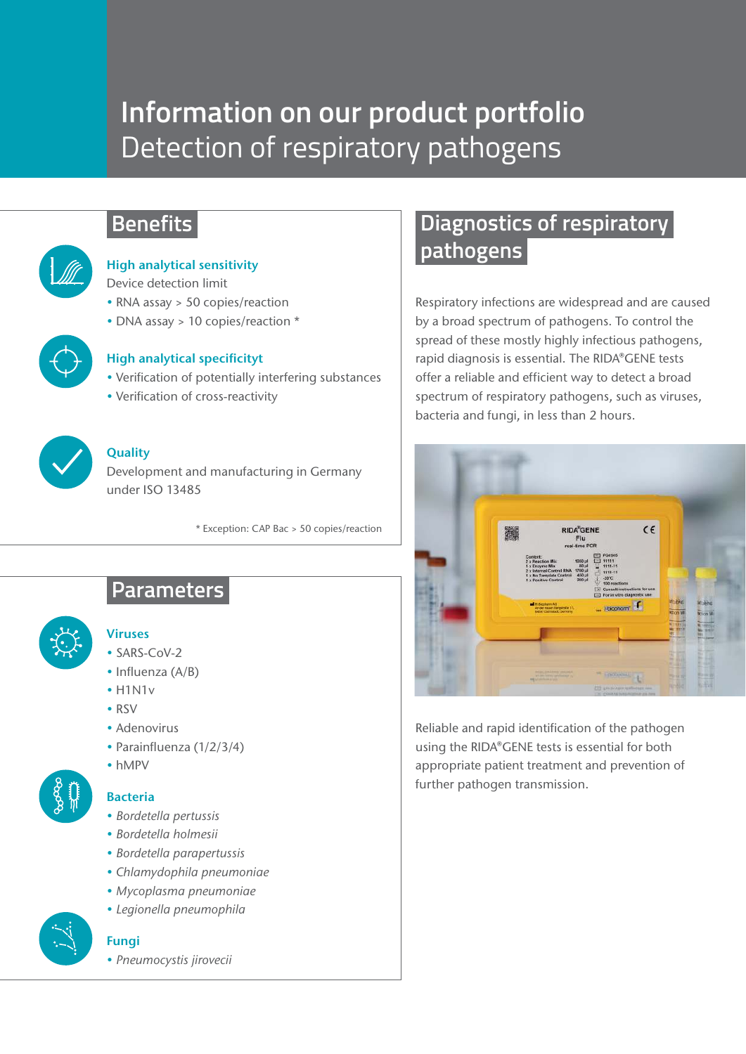# Information on our product portfolio
## Detection of respiratory pathogens

## Benefits

### High analytical sensitivity

Device detection limit

- RNA assay > 50 copies/reaction
- DNA assay > 10 copies/reaction *

### High analytical specificityt

- Verification of potentially interfering substances
- Verification of cross-reactivity

### Quality

Development and manufacturing in Germany under ISO 13485

* Exception: CAP Bac > 50 copies/reaction

## Parameters

### Viruses

- SARS-CoV-2
- Influenza (A/B)
- H1N1v
- RSV
- Adenovirus
- Parainfluenza (1/2/3/4)
- hMPV

### Bacteria

- *Bordetella pertussis*
- *Bordetella holmesii*
- *Bordetella parapertussis*
- *Chlamydophila pneumoniae*
- *Mycoplasma pneumoniae*
- *Legionella pneumophila*

### Fungi

- *Pneumocystis jirovecii*

## Diagnostics of respiratory pathogens

Respiratory infections are widespread and are caused by a broad spectrum of pathogens. To control the spread of these mostly highly infectious pathogens, rapid diagnosis is essential. The RIDA®GENE tests offer a reliable and efficient way to detect a broad spectrum of respiratory pathogens, such as viruses, bacteria and fungi, in less than 2 hours.

Reliable and rapid identification of the pathogen using the RIDA®GENE tests is essential for both appropriate patient treatment and prevention of further pathogen transmission.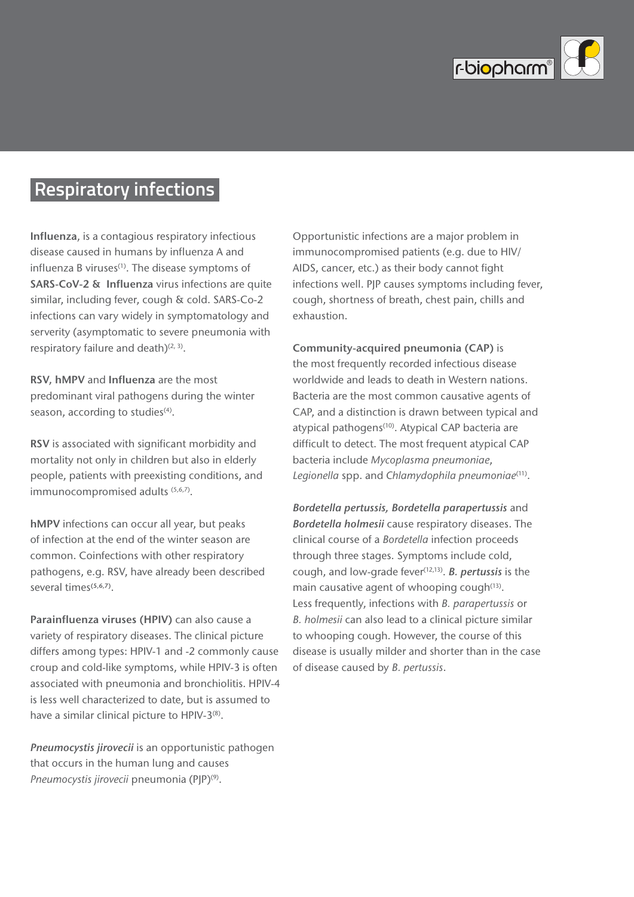## Respiratory infections

**Influenza**, is a contagious respiratory infectious disease caused in humans by influenza A and influenza B viruses[1]. The disease symptoms of **SARS-CoV-2 & Influenza** virus infections are quite similar, including fever, cough & cold. SARS-Co-2 infections can vary widely in symptomatology and serverity (asymptomatic to severe pneumonia with respiratory failure and death)[2, 3].

**RSV, hMPV** and **Influenza** are the most predominant viral pathogens during the winter season, according to studies[4].

**RSV** is associated with significant morbidity and mortality not only in children but also in elderly people, patients with preexisting conditions, and immunocompromised adults [5,6,7].

**hMPV** infections can occur all year, but peaks of infection at the end of the winter season are common. Coinfections with other respiratory pathogens, e.g. RSV, have already been described several times[5,6,7].

**Parainfluenza viruses (HPIV)** can also cause a variety of respiratory diseases. The clinical picture differs among types: HPIV-1 and -2 commonly cause croup and cold-like symptoms, while HPIV-3 is often associated with pneumonia and bronchiolitis. HPIV-4 is less well characterized to date, but is assumed to have a similar clinical picture to HPIV-3[8].

***Pneumocystis jirovecii*** is an opportunistic pathogen that occurs in the human lung and causes *Pneumocystis jirovecii* pneumonia (PJP)[9].

Opportunistic infections are a major problem in immunocompromised patients (e.g. due to HIV/AIDS, cancer, etc.) as their body cannot fight infections well. PJP causes symptoms including fever, cough, shortness of breath, chest pain, chills and exhaustion.

**Community-acquired pneumonia (CAP)** is the most frequently recorded infectious disease worldwide and leads to death in Western nations. Bacteria are the most common causative agents of CAP, and a distinction is drawn between typical and atypical pathogens[10]. Atypical CAP bacteria are difficult to detect. The most frequent atypical CAP bacteria include *Mycoplasma pneumoniae*, *Legionella* spp. and *Chlamydophila pneumoniae*[11].

***Bordetella pertussis, Bordetella parapertussis*** and ***Bordetella holmesii*** cause respiratory diseases. The clinical course of a *Bordetella* infection proceeds through three stages. Symptoms include cold, cough, and low-grade fever[12,13]. ***B. pertussis*** is the main causative agent of whooping cough[13]. Less frequently, infections with *B. parapertussis* or *B. holmesii* can also lead to a clinical picture similar to whooping cough. However, the course of this disease is usually milder and shorter than in the case of disease caused by *B. pertussis*.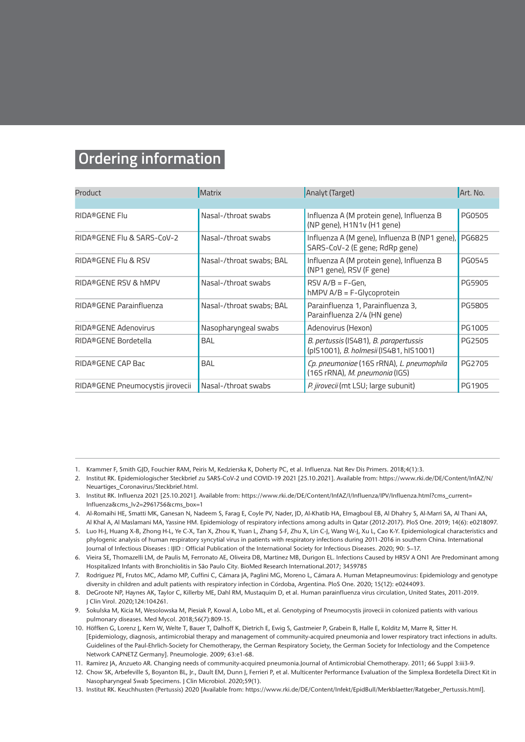## Ordering information

| Product | Matrix | Analyt (Target) | Art. No. |
|---|---|---|---|
| RIDA®GENE Flu | Nasal-/throat swabs | Influenza A (M protein gene), Influenza B (NP gene), H1N1v (H1 gene) | PG0505 |
| RIDA®GENE Flu & SARS-CoV-2 | Nasal-/throat swabs | Influenza A (M gene), Influenza B (NP1 gene), SARS-CoV-2 (E gene; RdRp gene) | PG6825 |
| RIDA®GENE Flu & RSV | Nasal-/throat swabs; BAL | Influenza A (M protein gene), Influenza B (NP1 gene), RSV (F gene) | PG0545 |
| RIDA®GENE RSV & hMPV | Nasal-/throat swabs | RSV A/B = F-Gen, hMPV A/B = F-Glycoprotein | PG5905 |
| RIDA®GENE Parainfluenza | Nasal-/throat swabs; BAL | Parainfluenza 1, Parainfluenza 3, Parainfluenza 2/4 (HN gene) | PG5805 |
| RIDA®GENE Adenovirus | Nasopharyngeal swabs | Adenovirus (Hexon) | PG1005 |
| RIDA®GENE Bordetella | BAL | *B. pertussis* (IS481), *B. parapertussis* (pIS1001), *B. holmesii* (IS481, hIS1001) | PG2505 |
| RIDA®GENE CAP Bac | BAL | *Cp. pneumoniae* (16S rRNA), *L. pneumophila* (16S rRNA), *M. pneumonia* (IGS) | PG2705 |
| RIDA®GENE Pneumocystis jirovecii | Nasal-/throat swabs | *P. jirovecii* (mt LSU; large subunit) | PG1905 |

1. Krammer F, Smith GJD, Fouchier RAM, Peiris M, Kedzierska K, Doherty PC, et al. Influenza. Nat Rev Dis Primers. 2018;4(1):3.
2. Institut RK. Epidemiologischer Steckbrief zu SARS-CoV-2 und COVID-19 2021 [25.10.2021]. Available from: https://www.rki.de/DE/Content/InfAZ/N/Neuartiges_Coronavirus/Steckbrief.html.
3. Institut RK. Influenza 2021 [25.10.2021]. Available from: https://www.rki.de/DE/Content/InfAZ/I/Influenza/IPV/Influenza.html?cms_current=Influenza&cms_lv2=2961756&cms_box=1
4. Al-Romaihi HE, Smatti MK, Ganesan N, Nadeem S, Farag E, Coyle PV, Nader, JD, Al-Khatib HA, Elmagboul EB, Al Dhahry S, Al-Marri SA, Al Thani AA, Al Khal A, Al Maslamani MA, Yassine HM. Epidemiology of respiratory infections among adults in Qatar (2012-2017). PloS One. 2019; 14(6): e0218097.
5. Luo H-J, Huang X-B, Zhong H-L, Ye C-X, Tan X, Zhou K, Yuan L, Zhang S-F, Zhu X, Lin C-J, Wang W-J, Xu L, Cao K-Y. Epidemiological characteristics and phylogenic analysis of human respiratory syncytial virus in patients with respiratory infections during 2011-2016 in southern China. International Journal of Infectious Diseases : IJID : Official Publication of the International Society for Infectious Diseases. 2020; 90: 5–17.
6. Vieira SE, Thomazelli LM, de Paulis M, Ferronato AE, Oliveira DB, Martinez MB, Durigon EL. Infections Caused by HRSV A ON1 Are Predominant among Hospitalized Infants with Bronchiolitis in São Paulo City. BioMed Research International.2017; 3459785
7. Rodriguez PE, Frutos MC, Adamo MP, Cuffini C, Cámara JA, Paglini MG, Moreno L, Cámara A. Human Metapneumovirus: Epidemiology and genotype diversity in children and adult patients with respiratory infection in Córdoba, Argentina. PloS One. 2020; 15(12): e0244093.
8. DeGroote NP, Haynes AK, Taylor C, Killerby ME, Dahl RM, Mustaquim D, et al. Human parainfluenza virus circulation, United States, 2011-2019. J Clin Virol. 2020;124:104261.
9. Sokulska M, Kicia M, Wesolowska M, Piesiak P, Kowal A, Lobo ML, et al. Genotyping of Pneumocystis jirovecii in colonized patients with various pulmonary diseases. Med Mycol. 2018;56(7):809-15.
10. Höffken G, Lorenz J, Kern W, Welte T, Bauer T, Dalhoff K, Dietrich E, Ewig S, Gastmeier P, Grabein B, Halle E, Kolditz M, Marre R, Sitter H. [Epidemiology, diagnosis, antimicrobial therapy and management of community-acquired pneumonia and lower respiratory tract infections in adults. Guidelines of the Paul-Ehrlich-Society for Chemotherapy, the German Respiratory Society, the German Society for Infectiology and the Competence Network CAPNETZ Germany]. Pneumologie. 2009; 63:e1-68.
11. Ramirez JA, Anzueto AR. Changing needs of community-acquired pneumonia.Journal of Antimicrobial Chemotherapy. 2011; 66 Suppl 3:iii3-9.
12. Chow SK, Arbefeville S, Boyanton BL, Jr., Dault EM, Dunn J, Ferrieri P, et al. Multicenter Performance Evaluation of the Simplexa Bordetella Direct Kit in Nasopharyngeal Swab Specimens. J Clin Microbiol. 2020;59(1).
13. Institut RK. Keuchhusten (Pertussis) 2020 [Available from: https://www.rki.de/DE/Content/Infekt/EpidBull/Merkblaetter/Ratgeber_Pertussis.html].